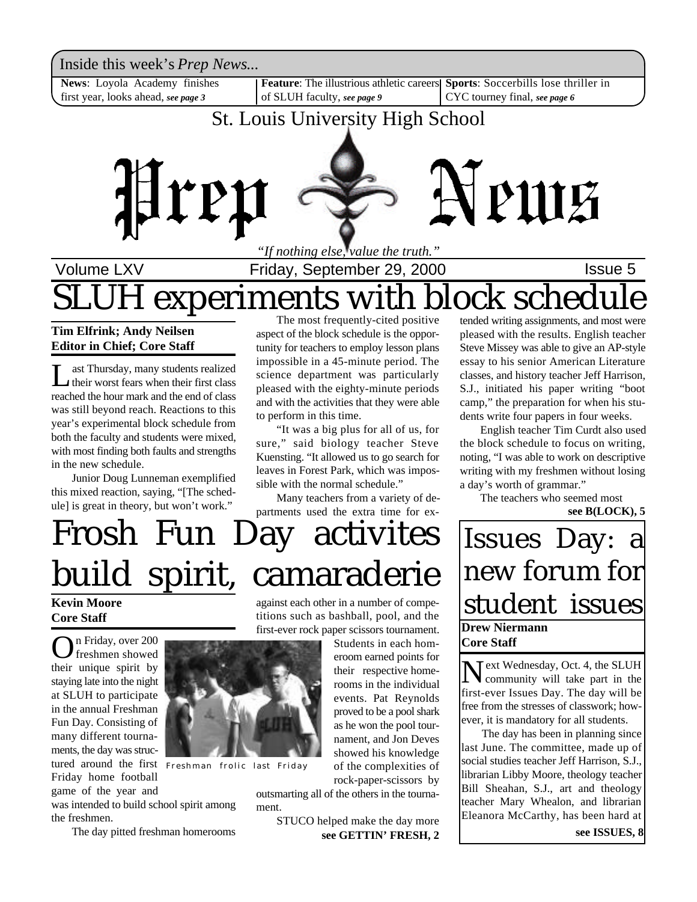Inside this week's *Prep News...*

**News**: Loyola Academy finishes first year, looks ahead, *see page 3*

**Feature**: The illustrious athletic careers of SLUH faculty, *see page 9*

**Sports**: Soccerbills lose thriller in CYC tourney final, *see page 6*

St. Louis University High School

# Prep News

*"If nothing else, value the truth."*

Volume LXV — Friday, September 29, 2000 — Issue 5

# SLUH experiments with block schedule

**Tim Elfrink; Andy Neilsen**
**Editor in Chief; Core Staff**

Last Thursday, many students realized their worst fears when their first class reached the hour mark and the end of class was still beyond reach. Reactions to this year's experimental block schedule from both the faculty and students were mixed, with most finding both faults and strengths in the new schedule.

Junior Doug Lunneman exemplified this mixed reaction, saying, "[The schedule] is great in theory, but won't work."

The most frequently-cited positive aspect of the block schedule is the opportunity for teachers to employ lesson plans impossible in a 45-minute period. The science department was particularly pleased with the eighty-minute periods and with the activities that they were able to perform in this time.

"It was a big plus for all of us, for sure," said biology teacher Steve Kuensting. "It allowed us to go search for leaves in Forest Park, which was impossible with the normal schedule."

Many teachers from a variety of departments used the extra time for extended writing assignments, and most were pleased with the results. English teacher Steve Missey was able to give an AP-style essay to his senior American Literature classes, and history teacher Jeff Harrison, S.J., initiated his paper writing "boot camp," the preparation for when his students write four papers in four weeks.

English teacher Tim Curdt also used the block schedule to focus on writing, noting, "I was able to work on descriptive writing with my freshmen without losing a day's worth of grammar."

The teachers who seemed most

**see B(LOCK), 5**

# Frosh Fun Day activites build spirit, camaraderie

**Kevin Moore**
**Core Staff**

On Friday, over 200 freshmen showed their unique spirit by staying late into the night at SLUH to participate in the annual Freshman Fun Day. Consisting of many different tournaments, the day was structured around the first Friday home football game of the year and was intended to build school spirit among the freshmen.

The day pitted freshman homerooms against each other in a number of competitions such as bashball, pool, and the first-ever rock paper scissors tournament.

Freshman frolic last Friday

Students in each homeroom earned points for their respective homerooms in the individual events. Pat Reynolds proved to be a pool shark as he won the pool tournament, and Jon Deves showed his knowledge of the complexities of rock-paper-scissors by outsmarting all of the others in the tournament.

STUCO helped make the day more

**see GETTIN' FRESH, 2**

# Issues Day: a new forum for student issues

**Drew Niermann**
**Core Staff**

Next Wednesday, Oct. 4, the SLUH community will take part in the first-ever Issues Day. The day will be free from the stresses of classwork; however, it is mandatory for all students.

The day has been in planning since last June. The committee, made up of social studies teacher Jeff Harrison, S.J., librarian Libby Moore, theology teacher Bill Sheahan, S.J., art and theology teacher Mary Whealon, and librarian Eleanora McCarthy, has been hard at

**see ISSUES, 8**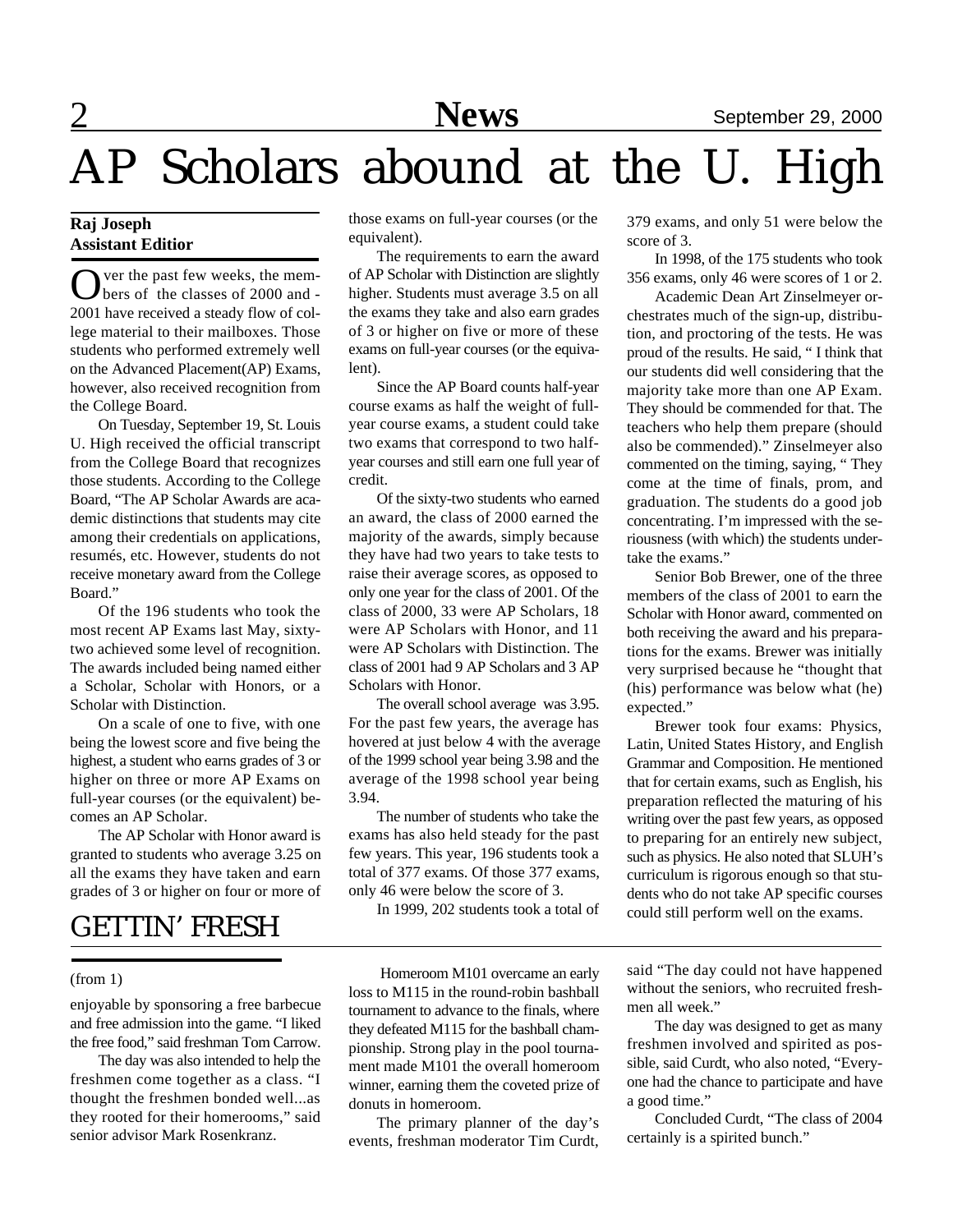# AP Scholars abound at the U. High

**Raj Joseph**
**Assistant Editior**

Over the past few weeks, the members of the classes of 2000 and 2001 have received a steady flow of college material to their mailboxes. Those students who performed extremely well on the Advanced Placement(AP) Exams, however, also received recognition from the College Board.

On Tuesday, September 19, St. Louis U. High received the official transcript from the College Board that recognizes those students. According to the College Board, "The AP Scholar Awards are academic distinctions that students may cite among their credentials on applications, resumés, etc. However, students do not receive monetary award from the College Board."

Of the 196 students who took the most recent AP Exams last May, sixty-two achieved some level of recognition. The awards included being named either a Scholar, Scholar with Honors, or a Scholar with Distinction.

On a scale of one to five, with one being the lowest score and five being the highest, a student who earns grades of 3 or higher on three or more AP Exams on full-year courses (or the equivalent) becomes an AP Scholar.

The AP Scholar with Honor award is granted to students who average 3.25 on all the exams they have taken and earn grades of 3 or higher on four or more of those exams on full-year courses (or the equivalent).

The requirements to earn the award of AP Scholar with Distinction are slightly higher. Students must average 3.5 on all the exams they take and also earn grades of 3 or higher on five or more of these exams on full-year courses (or the equivalent).

Since the AP Board counts half-year course exams as half the weight of full-year course exams, a student could take two exams that correspond to two half-year courses and still earn one full year of credit.

Of the sixty-two students who earned an award, the class of 2000 earned the majority of the awards, simply because they have had two years to take tests to raise their average scores, as opposed to only one year for the class of 2001. Of the class of 2000, 33 were AP Scholars, 18 were AP Scholars with Honor, and 11 were AP Scholars with Distinction. The class of 2001 had 9 AP Scholars and 3 AP Scholars with Honor.

The overall school average was 3.95. For the past few years, the average has hovered at just below 4 with the average of the 1999 school year being 3.98 and the average of the 1998 school year being 3.94.

The number of students who take the exams has also held steady for the past few years. This year, 196 students took a total of 377 exams. Of those 377 exams, only 46 were below the score of 3.

In 1999, 202 students took a total of 379 exams, and only 51 were below the score of 3.

In 1998, of the 175 students who took 356 exams, only 46 were scores of 1 or 2.

Academic Dean Art Zinselmeyer orchestrates much of the sign-up, distribution, and proctoring of the tests. He was proud of the results. He said, " I think that our students did well considering that the majority take more than one AP Exam. They should be commended for that. The teachers who help them prepare (should also be commended)." Zinselmeyer also commented on the timing, saying, " They come at the time of finals, prom, and graduation. The students do a good job concentrating. I'm impressed with the seriousness (with which) the students undertake the exams."

Senior Bob Brewer, one of the three members of the class of 2001 to earn the Scholar with Honor award, commented on both receiving the award and his preparations for the exams. Brewer was initially very surprised because he "thought that (his) performance was below what (he) expected."

Brewer took four exams: Physics, Latin, United States History, and English Grammar and Composition. He mentioned that for certain exams, such as English, his preparation reflected the maturing of his writing over the past few years, as opposed to preparing for an entirely new subject, such as physics. He also noted that SLUH's curriculum is rigorous enough so that students who do not take AP specific courses could still perform well on the exams.

# GETTIN' FRESH

(from 1)

enjoyable by sponsoring a free barbecue and free admission into the game. "I liked the free food," said freshman Tom Carrow.

The day was also intended to help the freshmen come together as a class. "I thought the freshmen bonded well...as they rooted for their homerooms," said senior advisor Mark Rosenkranz.

Homeroom M101 overcame an early loss to M115 in the round-robin bashball tournament to advance to the finals, where they defeated M115 for the bashball championship. Strong play in the pool tournament made M101 the overall homeroom winner, earning them the coveted prize of donuts in homeroom.

The primary planner of the day's events, freshman moderator Tim Curdt, said "The day could not have happened without the seniors, who recruited freshmen all week."

The day was designed to get as many freshmen involved and spirited as possible, said Curdt, who also noted, "Everyone had the chance to participate and have a good time."

Concluded Curdt, "The class of 2004 certainly is a spirited bunch."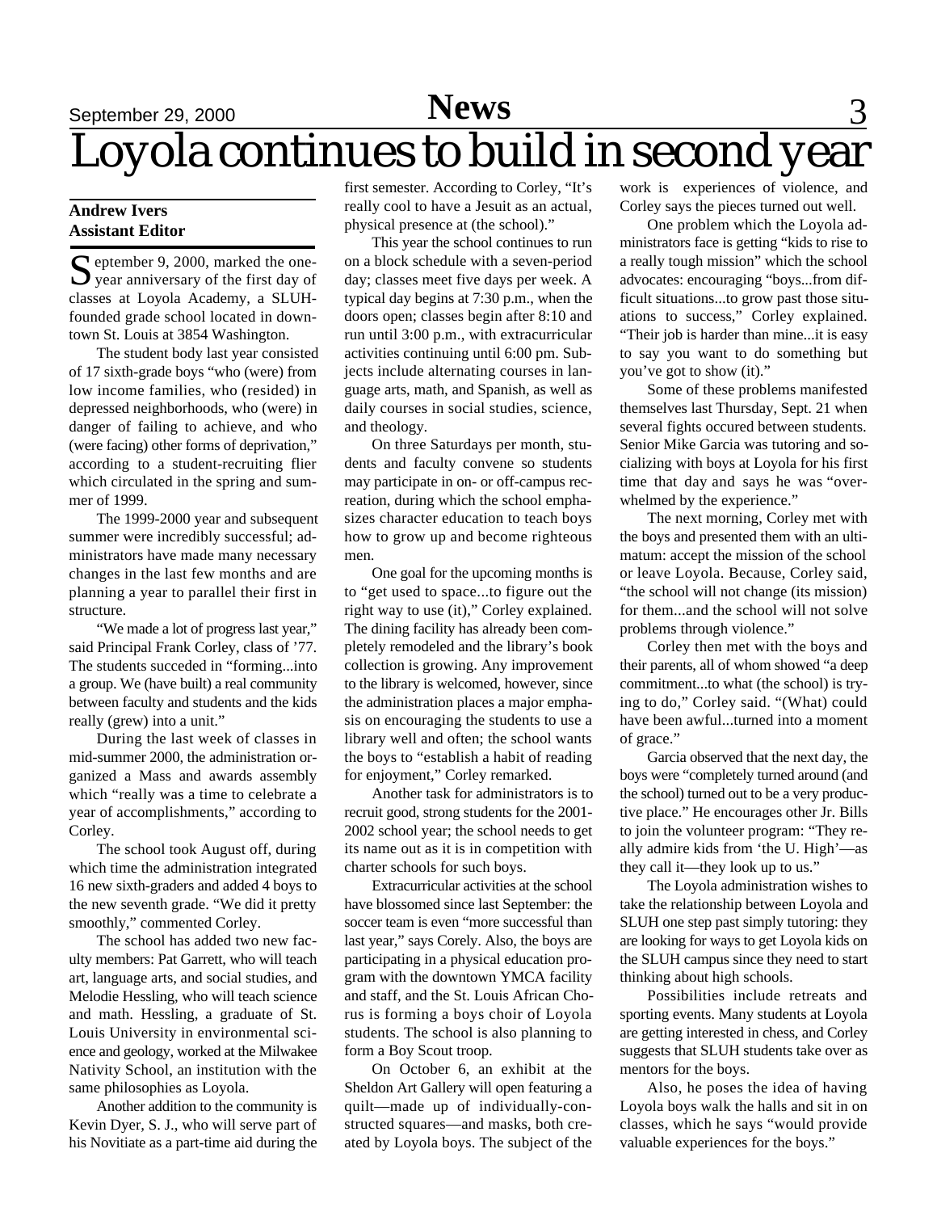# Loyola continues to build in second year

**Andrew Ivers**
**Assistant Editor**

September 9, 2000, marked the one-year anniversary of the first day of classes at Loyola Academy, a SLUH-founded grade school located in downtown St. Louis at 3854 Washington.

The student body last year consisted of 17 sixth-grade boys "who (were) from low income families, who (resided) in depressed neighborhoods, who (were) in danger of failing to achieve, and who (were facing) other forms of deprivation," according to a student-recruiting flier which circulated in the spring and summer of 1999.

The 1999-2000 year and subsequent summer were incredibly successful; administrators have made many necessary changes in the last few months and are planning a year to parallel their first in structure.

"We made a lot of progress last year," said Principal Frank Corley, class of '77. The students succeded in "forming...into a group. We (have built) a real community between faculty and students and the kids really (grew) into a unit."

During the last week of classes in mid-summer 2000, the administration organized a Mass and awards assembly which "really was a time to celebrate a year of accomplishments," according to Corley.

The school took August off, during which time the administration integrated 16 new sixth-graders and added 4 boys to the new seventh grade. "We did it pretty smoothly," commented Corley.

The school has added two new faculty members: Pat Garrett, who will teach art, language arts, and social studies, and Melodie Hessling, who will teach science and math. Hessling, a graduate of St. Louis University in environmental science and geology, worked at the Milwakee Nativity School, an institution with the same philosophies as Loyola.

Another addition to the community is Kevin Dyer, S. J., who will serve part of his Novitiate as a part-time aid during the first semester. According to Corley, "It's really cool to have a Jesuit as an actual, physical presence at (the school)."

This year the school continues to run on a block schedule with a seven-period day; classes meet five days per week. A typical day begins at 7:30 p.m., when the doors open; classes begin after 8:10 and run until 3:00 p.m., with extracurricular activities continuing until 6:00 pm. Subjects include alternating courses in language arts, math, and Spanish, as well as daily courses in social studies, science, and theology.

On three Saturdays per month, students and faculty convene so students may participate in on- or off-campus recreation, during which the school emphasizes character education to teach boys how to grow up and become righteous men.

One goal for the upcoming months is to "get used to space...to figure out the right way to use (it)," Corley explained. The dining facility has already been completely remodeled and the library's book collection is growing. Any improvement to the library is welcomed, however, since the administration places a major emphasis on encouraging the students to use a library well and often; the school wants the boys to "establish a habit of reading for enjoyment," Corley remarked.

Another task for administrators is to recruit good, strong students for the 2001-2002 school year; the school needs to get its name out as it is in competition with charter schools for such boys.

Extracurricular activities at the school have blossomed since last September: the soccer team is even "more successful than last year," says Corely. Also, the boys are participating in a physical education program with the downtown YMCA facility and staff, and the St. Louis African Chorus is forming a boys choir of Loyola students. The school is also planning to form a Boy Scout troop.

On October 6, an exhibit at the Sheldon Art Gallery will open featuring a quilt—made up of individually-constructed squares—and masks, both created by Loyola boys. The subject of the work is experiences of violence, and Corley says the pieces turned out well.

One problem which the Loyola administrators face is getting "kids to rise to a really tough mission" which the school advocates: encouraging "boys...from difficult situations...to grow past those situations to success," Corley explained. "Their job is harder than mine...it is easy to say you want to do something but you've got to show (it)."

Some of these problems manifested themselves last Thursday, Sept. 21 when several fights occured between students. Senior Mike Garcia was tutoring and socializing with boys at Loyola for his first time that day and says he was "overwhelmed by the experience."

The next morning, Corley met with the boys and presented them with an ultimatum: accept the mission of the school or leave Loyola. Because, Corley said, "the school will not change (its mission) for them...and the school will not solve problems through violence."

Corley then met with the boys and their parents, all of whom showed "a deep commitment...to what (the school) is trying to do," Corley said. "(What) could have been awful...turned into a moment of grace."

Garcia observed that the next day, the boys were "completely turned around (and the school) turned out to be a very productive place." He encourages other Jr. Bills to join the volunteer program: "They really admire kids from 'the U. High'—as they call it—they look up to us."

The Loyola administration wishes to take the relationship between Loyola and SLUH one step past simply tutoring: they are looking for ways to get Loyola kids on the SLUH campus since they need to start thinking about high schools.

Possibilities include retreats and sporting events. Many students at Loyola are getting interested in chess, and Corley suggests that SLUH students take over as mentors for the boys.

Also, he poses the idea of having Loyola boys walk the halls and sit in on classes, which he says "would provide valuable experiences for the boys."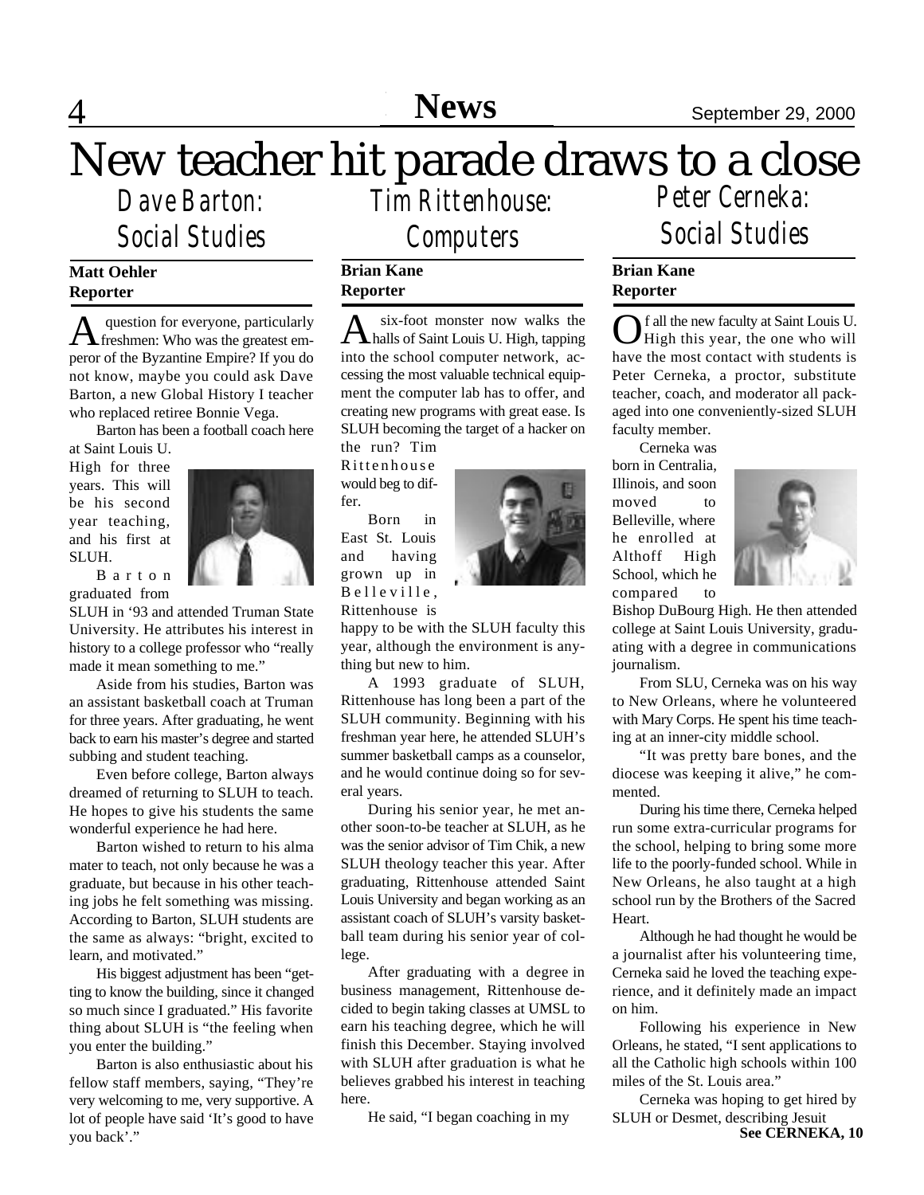# New teacher hit parade draws to a close

## Dave Barton: Social Studies

**Matt Oehler**
**Reporter**

A question for everyone, particularly freshmen: Who was the greatest emperor of the Byzantine Empire? If you do not know, maybe you could ask Dave Barton, a new Global History I teacher who replaced retiree Bonnie Vega.

Barton has been a football coach here at Saint Louis U. High for three years. This will be his second year teaching, and his first at SLUH.

Barton graduated from SLUH in '93 and attended Truman State University. He attributes his interest in history to a college professor who "really made it mean something to me."

Aside from his studies, Barton was an assistant basketball coach at Truman for three years. After graduating, he went back to earn his master's degree and started subbing and student teaching.

Even before college, Barton always dreamed of returning to SLUH to teach. He hopes to give his students the same wonderful experience he had here.

Barton wished to return to his alma mater to teach, not only because he was a graduate, but because in his other teaching jobs he felt something was missing. According to Barton, SLUH students are the same as always: "bright, excited to learn, and motivated."

His biggest adjustment has been "getting to know the building, since it changed so much since I graduated." His favorite thing about SLUH is "the feeling when you enter the building."

Barton is also enthusiastic about his fellow staff members, saying, "They're very welcoming to me, very supportive. A lot of people have said 'It's good to have you back'."

## Tim Rittenhouse: Computers

**Brian Kane**
**Reporter**

A six-foot monster now walks the halls of Saint Louis U. High, tapping into the school computer network, accessing the most valuable technical equipment the computer lab has to offer, and creating new programs with great ease. Is SLUH becoming the target of a hacker on the run? Tim Rittenhouse would beg to differ.

Born in East St. Louis and having grown up in Belleville, Rittenhouse is happy to be with the SLUH faculty this year, although the environment is anything but new to him.

A 1993 graduate of SLUH, Rittenhouse has long been a part of the SLUH community. Beginning with his freshman year here, he attended SLUH's summer basketball camps as a counselor, and he would continue doing so for several years.

During his senior year, he met another soon-to-be teacher at SLUH, as he was the senior advisor of Tim Chik, a new SLUH theology teacher this year. After graduating, Rittenhouse attended Saint Louis University and began working as an assistant coach of SLUH's varsity basketball team during his senior year of college.

After graduating with a degree in business management, Rittenhouse decided to begin taking classes at UMSL to earn his teaching degree, which he will finish this December. Staying involved with SLUH after graduation is what he believes grabbed his interest in teaching here.

He said, "I began coaching in my

## Peter Cerneka: Social Studies

**Brian Kane**
**Reporter**

Of all the new faculty at Saint Louis U. High this year, the one who will have the most contact with students is Peter Cerneka, a proctor, substitute teacher, coach, and moderator all packaged into one conveniently-sized SLUH faculty member.

Cerneka was born in Centralia, Illinois, and soon moved to Belleville, where he enrolled at Althoff High School, which he compared to Bishop DuBourg High. He then attended college at Saint Louis University, graduating with a degree in communications journalism.

From SLU, Cerneka was on his way to New Orleans, where he volunteered with Mary Corps. He spent his time teaching at an inner-city middle school.

"It was pretty bare bones, and the diocese was keeping it alive," he commented.

During his time there, Cerneka helped run some extra-curricular programs for the school, helping to bring some more life to the poorly-funded school. While in New Orleans, he also taught at a high school run by the Brothers of the Sacred Heart.

Although he had thought he would be a journalist after his volunteering time, Cerneka said he loved the teaching experience, and it definitely made an impact on him.

Following his experience in New Orleans, he stated, "I sent applications to all the Catholic high schools within 100 miles of the St. Louis area."

Cerneka was hoping to get hired by SLUH or Desmet, describing Jesuit

**See CERNEKA, 10**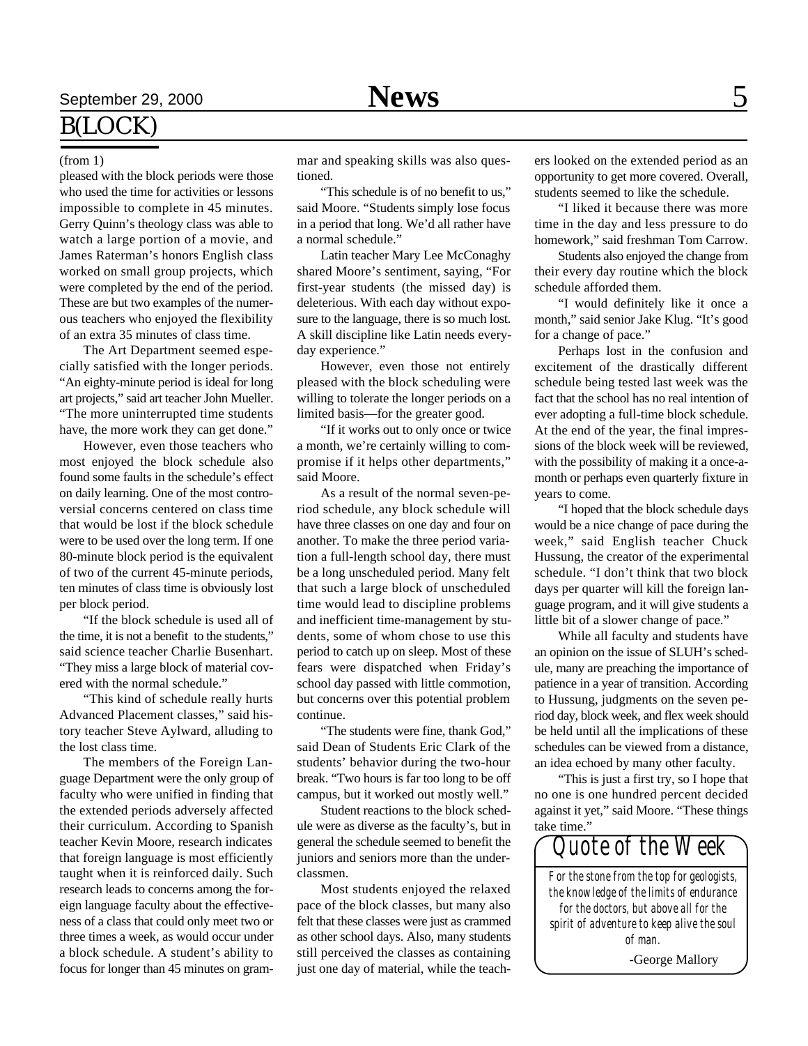# B(LOCK)

(from 1)

pleased with the block periods were those who used the time for activities or lessons impossible to complete in 45 minutes. Gerry Quinn's theology class was able to watch a large portion of a movie, and James Raterman's honors English class worked on small group projects, which were completed by the end of the period. These are but two examples of the numerous teachers who enjoyed the flexibility of an extra 35 minutes of class time.

The Art Department seemed especially satisfied with the longer periods. "An eighty-minute period is ideal for long art projects," said art teacher John Mueller. "The more uninterrupted time students have, the more work they can get done."

However, even those teachers who most enjoyed the block schedule also found some faults in the schedule's effect on daily learning. One of the most controversial concerns centered on class time that would be lost if the block schedule were to be used over the long term. If one 80-minute block period is the equivalent of two of the current 45-minute periods, ten minutes of class time is obviously lost per block period.

"If the block schedule is used all of the time, it is not a benefit to the students," said science teacher Charlie Busenhart. "They miss a large block of material covered with the normal schedule."

"This kind of schedule really hurts Advanced Placement classes," said history teacher Steve Aylward, alluding to the lost class time.

The members of the Foreign Language Department were the only group of faculty who were unified in finding that the extended periods adversely affected their curriculum. According to Spanish teacher Kevin Moore, research indicates that foreign language is most efficiently taught when it is reinforced daily. Such research leads to concerns among the foreign language faculty about the effectiveness of a class that could only meet two or three times a week, as would occur under a block schedule. A student's ability to focus for longer than 45 minutes on grammar and speaking skills was also questioned.

"This schedule is of no benefit to us," said Moore. "Students simply lose focus in a period that long. We'd all rather have a normal schedule."

Latin teacher Mary Lee McConaghy shared Moore's sentiment, saying, "For first-year students (the missed day) is deleterious. With each day without exposure to the language, there is so much lost. A skill discipline like Latin needs everyday experience."

However, even those not entirely pleased with the block scheduling were willing to tolerate the longer periods on a limited basis—for the greater good.

"If it works out to only once or twice a month, we're certainly willing to compromise if it helps other departments," said Moore.

As a result of the normal seven-period schedule, any block schedule will have three classes on one day and four on another. To make the three period variation a full-length school day, there must be a long unscheduled period. Many felt that such a large block of unscheduled time would lead to discipline problems and inefficient time-management by students, some of whom chose to use this period to catch up on sleep. Most of these fears were dispatched when Friday's school day passed with little commotion, but concerns over this potential problem continue.

"The students were fine, thank God," said Dean of Students Eric Clark of the students' behavior during the two-hour break. "Two hours is far too long to be off campus, but it worked out mostly well."

Student reactions to the block schedule were as diverse as the faculty's, but in general the schedule seemed to benefit the juniors and seniors more than the underclassmen.

Most students enjoyed the relaxed pace of the block classes, but many also felt that these classes were just as crammed as other school days. Also, many students still perceived the classes as containing just one day of material, while the teachers looked on the extended period as an opportunity to get more covered. Overall, students seemed to like the schedule.

"I liked it because there was more time in the day and less pressure to do homework," said freshman Tom Carrow.

Students also enjoyed the change from their every day routine which the block schedule afforded them.

"I would definitely like it once a month," said senior Jake Klug. "It's good for a change of pace."

Perhaps lost in the confusion and excitement of the drastically different schedule being tested last week was the fact that the school has no real intention of ever adopting a full-time block schedule. At the end of the year, the final impressions of the block week will be reviewed, with the possibility of making it a once-a-month or perhaps even quarterly fixture in years to come.

"I hoped that the block schedule days would be a nice change of pace during the week," said English teacher Chuck Hussung, the creator of the experimental schedule. "I don't think that two block days per quarter will kill the foreign language program, and it will give students a little bit of a slower change of pace."

While all faculty and students have an opinion on the issue of SLUH's schedule, many are preaching the importance of patience in a year of transition. According to Hussung, judgments on the seven period day, block week, and flex week should be held until all the implications of these schedules can be viewed from a distance, an idea echoed by many other faculty.

"This is just a first try, so I hope that no one is one hundred percent decided against it yet," said Moore. "These things take time."

## Quote of the Week

*For the stone from the top for geologists, the knowledge of the limits of endurance for the doctors, but above all for the spirit of adventure to keep alive the soul of man.*

-George Mallory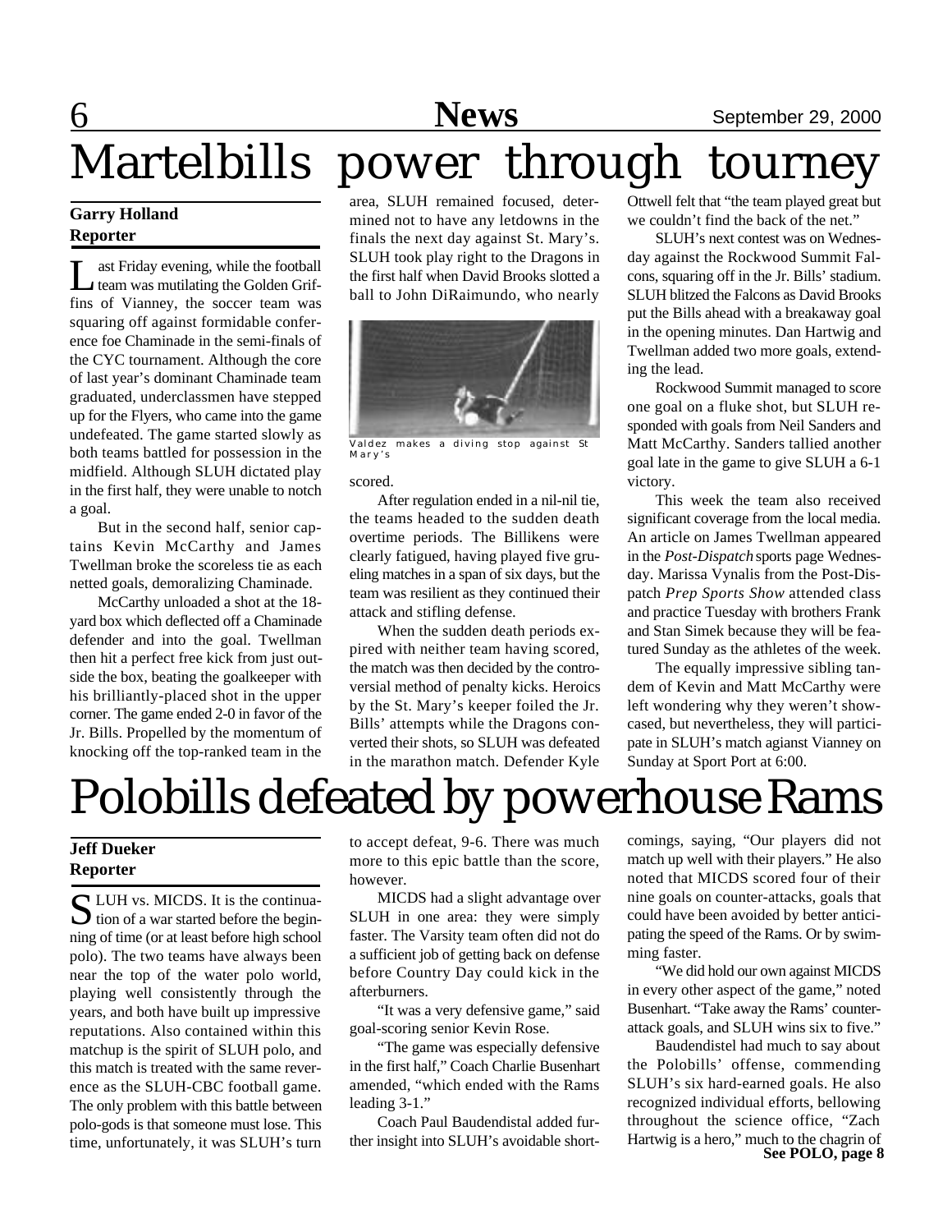# Martelbills power through tourney

**Garry Holland**
**Reporter**

Last Friday evening, while the football team was mutilating the Golden Griffins of Vianney, the soccer team was squaring off against formidable conference foe Chaminade in the semi-finals of the CYC tournament. Although the core of last year's dominant Chaminade team graduated, underclassmen have stepped up for the Flyers, who came into the game undefeated. The game started slowly as both teams battled for possession in the midfield. Although SLUH dictated play in the first half, they were unable to notch a goal.

But in the second half, senior captains Kevin McCarthy and James Twellman broke the scoreless tie as each netted goals, demoralizing Chaminade.

McCarthy unloaded a shot at the 18-yard box which deflected off a Chaminade defender and into the goal. Twellman then hit a perfect free kick from just outside the box, beating the goalkeeper with his brilliantly-placed shot in the upper corner. The game ended 2-0 in favor of the Jr. Bills. Propelled by the momentum of knocking off the top-ranked team in the area, SLUH remained focused, determined not to have any letdowns in the finals the next day against St. Mary's. SLUH took play right to the Dragons in the first half when David Brooks slotted a ball to John DiRaimundo, who nearly scored.

Valdez makes a diving stop against St Mary's

After regulation ended in a nil-nil tie, the teams headed to the sudden death overtime periods. The Billikens were clearly fatigued, having played five grueling matches in a span of six days, but the team was resilient as they continued their attack and stifling defense.

When the sudden death periods expired with neither team having scored, the match was then decided by the controversial method of penalty kicks. Heroics by the St. Mary's keeper foiled the Jr. Bills' attempts while the Dragons converted their shots, so SLUH was defeated in the marathon match. Defender Kyle Ottwell felt that "the team played great but we couldn't find the back of the net."

SLUH's next contest was on Wednesday against the Rockwood Summit Falcons, squaring off in the Jr. Bills' stadium. SLUH blitzed the Falcons as David Brooks put the Bills ahead with a breakaway goal in the opening minutes. Dan Hartwig and Twellman added two more goals, extending the lead.

Rockwood Summit managed to score one goal on a fluke shot, but SLUH responded with goals from Neil Sanders and Matt McCarthy. Sanders tallied another goal late in the game to give SLUH a 6-1 victory.

This week the team also received significant coverage from the local media. An article on James Twellman appeared in the *Post-Dispatch* sports page Wednesday. Marissa Vynalis from the Post-Dispatch *Prep Sports Show* attended class and practice Tuesday with brothers Frank and Stan Simek because they will be featured Sunday as the athletes of the week.

The equally impressive sibling tandem of Kevin and Matt McCarthy were left wondering why they weren't showcased, but nevertheless, they will participate in SLUH's match agianst Vianney on Sunday at Sport Port at 6:00.

# Polobills defeated by powerhouse Rams

**Jeff Dueker**
**Reporter**

SLUH vs. MICDS. It is the continuation of a war started before the beginning of time (or at least before high school polo). The two teams have always been near the top of the water polo world, playing well consistently through the years, and both have built up impressive reputations. Also contained within this matchup is the spirit of SLUH polo, and this match is treated with the same reverence as the SLUH-CBC football game. The only problem with this battle between polo-gods is that someone must lose. This time, unfortunately, it was SLUH's turn to accept defeat, 9-6. There was much more to this epic battle than the score, however.

MICDS had a slight advantage over SLUH in one area: they were simply faster. The Varsity team often did not do a sufficient job of getting back on defense before Country Day could kick in the afterburners.

"It was a very defensive game," said goal-scoring senior Kevin Rose.

"The game was especially defensive in the first half," Coach Charlie Busenhart amended, "which ended with the Rams leading 3-1."

Coach Paul Baudendistal added further insight into SLUH's avoidable shortcomings, saying, "Our players did not match up well with their players." He also noted that MICDS scored four of their nine goals on counter-attacks, goals that could have been avoided by better anticipating the speed of the Rams. Or by swimming faster.

"We did hold our own against MICDS in every other aspect of the game," noted Busenhart. "Take away the Rams' counterattack goals, and SLUH wins six to five."

Baudendistel had much to say about the Polobills' offense, commending SLUH's six hard-earned goals. He also recognized individual efforts, bellowing throughout the science office, "Zach Hartwig is a hero," much to the chagrin of

**See POLO, page 8**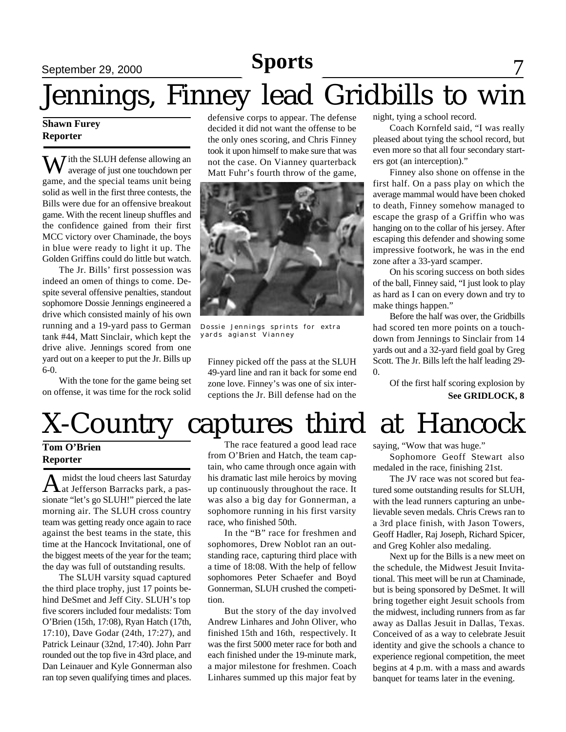# Jennings, Finney lead Gridbills to win

**Shawn Furey**
**Reporter**

With the SLUH defense allowing an average of just one touchdown per game, and the special teams unit being solid as well in the first three contests, the Bills were due for an offensive breakout game. With the recent lineup shuffles and the confidence gained from their first MCC victory over Chaminade, the boys in blue were ready to light it up. The Golden Griffins could do little but watch.

The Jr. Bills' first possession was indeed an omen of things to come. Despite several offensive penalties, standout sophomore Dossie Jennings engineered a drive which consisted mainly of his own running and a 19-yard pass to German tank #44, Matt Sinclair, which kept the drive alive. Jennings scored from one yard out on a keeper to put the Jr. Bills up 6-0.

With the tone for the game being set on offense, it was time for the rock solid defensive corps to appear. The defense decided it did not want the offense to be the only ones scoring, and Chris Finney took it upon himself to make sure that was not the case. On Vianney quarterback Matt Fuhr's fourth throw of the game, Finney picked off the pass at the SLUH 49-yard line and ran it back for some end zone love. Finney's was one of six interceptions the Jr. Bill defense had on the night, tying a school record.

Dossie Jennings sprints for extra yards agianst Vianney

Coach Kornfeld said, "I was really pleased about tying the school record, but even more so that all four secondary starters got (an interception)."

Finney also shone on offense in the first half. On a pass play on which the average mammal would have been choked to death, Finney somehow managed to escape the grasp of a Griffin who was hanging on to the collar of his jersey. After escaping this defender and showing some impressive footwork, he was in the end zone after a 33-yard scamper.

On his scoring success on both sides of the ball, Finney said, "I just look to play as hard as I can on every down and try to make things happen."

Before the half was over, the Gridbills had scored ten more points on a touchdown from Jennings to Sinclair from 14 yards out and a 32-yard field goal by Greg Scott. The Jr. Bills left the half leading 29-0.

Of the first half scoring explosion by

**See GRIDLOCK, 8**

# X-Country captures third at Hancock

**Tom O'Brien**
**Reporter**

Amidst the loud cheers last Saturday at Jefferson Barracks park, a passionate "let's go SLUH!" pierced the late morning air. The SLUH cross country team was getting ready once again to race against the best teams in the state, this time at the Hancock Invitational, one of the biggest meets of the year for the team; the day was full of outstanding results.

The SLUH varsity squad captured the third place trophy, just 17 points behind DeSmet and Jeff City. SLUH's top five scorers included four medalists: Tom O'Brien (15th, 17:08), Ryan Hatch (17th, 17:10), Dave Godar (24th, 17:27), and Patrick Leinaur (32nd, 17:40). John Parr rounded out the top five in 43rd place, and Dan Leinauer and Kyle Gonnerman also ran top seven qualifying times and places.

The race featured a good lead race from O'Brien and Hatch, the team captain, who came through once again with his dramatic last mile heroics by moving up continuously throughout the race. It was also a big day for Gonnerman, a sophomore running in his first varsity race, who finished 50th.

In the "B" race for freshmen and sophomores, Drew Noblot ran an outstanding race, capturing third place with a time of 18:08. With the help of fellow sophomores Peter Schaefer and Boyd Gonnerman, SLUH crushed the competition.

But the story of the day involved Andrew Linhares and John Oliver, who finished 15th and 16th, respectively. It was the first 5000 meter race for both and each finished under the 19-minute mark, a major milestone for freshmen. Coach Linhares summed up this major feat by saying, "Wow that was huge."

Sophomore Geoff Stewart also medaled in the race, finishing 21st.

The JV race was not scored but featured some outstanding results for SLUH, with the lead runners capturing an unbelievable seven medals. Chris Crews ran to a 3rd place finish, with Jason Towers, Geoff Hadler, Raj Joseph, Richard Spicer, and Greg Kohler also medaling.

Next up for the Bills is a new meet on the schedule, the Midwest Jesuit Invitational. This meet will be run at Chaminade, but is being sponsored by DeSmet. It will bring together eight Jesuit schools from the midwest, including runners from as far away as Dallas Jesuit in Dallas, Texas. Conceived of as a way to celebrate Jesuit identity and give the schools a chance to experience regional competition, the meet begins at 4 p.m. with a mass and awards banquet for teams later in the evening.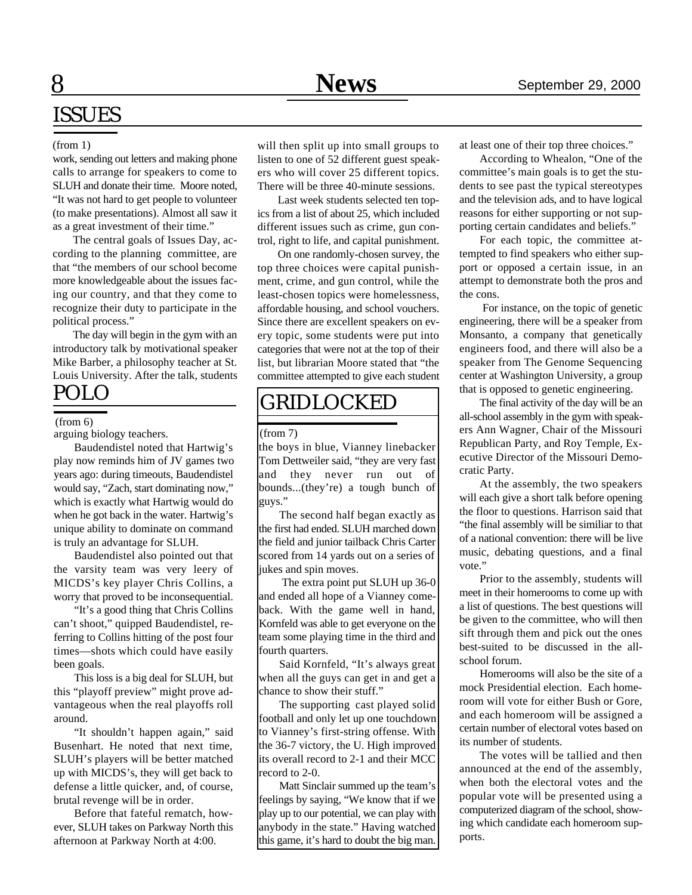## ISSUES

(from 1)

work, sending out letters and making phone calls to arrange for speakers to come to SLUH and donate their time. Moore noted, "It was not hard to get people to volunteer (to make presentations). Almost all saw it as a great investment of their time."

The central goals of Issues Day, according to the planning committee, are that "the members of our school become more knowledgeable about the issues facing our country, and that they come to recognize their duty to participate in the political process."

The day will begin in the gym with an introductory talk by motivational speaker Mike Barber, a philosophy teacher at St. Louis University. After the talk, students will then split up into small groups to listen to one of 52 different guest speakers who will cover 25 different topics. There will be three 40-minute sessions.

Last week students selected ten topics from a list of about 25, which included different issues such as crime, gun control, right to life, and capital punishment.

On one randomly-chosen survey, the top three choices were capital punishment, crime, and gun control, while the least-chosen topics were homelessness, affordable housing, and school vouchers. Since there are excellent speakers on every topic, some students were put into categories that were not at the top of their list, but librarian Moore stated that "the committee attempted to give each student at least one of their top three choices."

According to Whealon, "One of the committee's main goals is to get the students to see past the typical stereotypes and the television ads, and to have logical reasons for either supporting or not supporting certain candidates and beliefs."

For each topic, the committee attempted to find speakers who either support or opposed a certain issue, in an attempt to demonstrate both the pros and the cons.

For instance, on the topic of genetic engineering, there will be a speaker from Monsanto, a company that genetically engineers food, and there will also be a speaker from The Genome Sequencing center at Washington University, a group that is opposed to genetic engineering.

The final activity of the day will be an all-school assembly in the gym with speakers Ann Wagner, Chair of the Missouri Republican Party, and Roy Temple, Executive Director of the Missouri Democratic Party.

At the assembly, the two speakers will each give a short talk before opening the floor to questions. Harrison said that "the final assembly will be similiar to that of a national convention: there will be live music, debating questions, and a final vote."

Prior to the assembly, students will meet in their homerooms to come up with a list of questions. The best questions will be given to the committee, who will then sift through them and pick out the ones best-suited to be discussed in the all-school forum.

Homerooms will also be the site of a mock Presidential election. Each homeroom will vote for either Bush or Gore, and each homeroom will be assigned a certain number of electoral votes based on its number of students.

The votes will be tallied and then announced at the end of the assembly, when both the electoral votes and the popular vote will be presented using a computerized diagram of the school, showing which candidate each homeroom supports.

## POLO

(from 6)

arguing biology teachers.

Baudendistel noted that Hartwig's play now reminds him of JV games two years ago: during timeouts, Baudendistel would say, "Zach, start dominating now," which is exactly what Hartwig would do when he got back in the water. Hartwig's unique ability to dominate on command is truly an advantage for SLUH.

Baudendistel also pointed out that the varsity team was very leery of MICDS's key player Chris Collins, a worry that proved to be inconsequential.

"It's a good thing that Chris Collins can't shoot," quipped Baudendistel, referring to Collins hitting of the post four times—shots which could have easily been goals.

This loss is a big deal for SLUH, but this "playoff preview" might prove advantageous when the real playoffs roll around.

"It shouldn't happen again," said Busenhart. He noted that next time, SLUH's players will be better matched up with MICDS's, they will get back to defense a little quicker, and, of course, brutal revenge will be in order.

Before that fateful rematch, however, SLUH takes on Parkway North this afternoon at Parkway North at 4:00.

## GRIDLOCKED

(from 7)

the boys in blue, Vianney linebacker Tom Dettweiler said, "they are very fast and they never run out of bounds...(they're) a tough bunch of guys."

The second half began exactly as the first had ended. SLUH marched down the field and junior tailback Chris Carter scored from 14 yards out on a series of jukes and spin moves.

The extra point put SLUH up 36-0 and ended all hope of a Vianney comeback. With the game well in hand, Kornfeld was able to get everyone on the team some playing time in the third and fourth quarters.

Said Kornfeld, "It's always great when all the guys can get in and get a chance to show their stuff."

The supporting cast played solid football and only let up one touchdown to Vianney's first-string offense. With the 36-7 victory, the U. High improved its overall record to 2-1 and their MCC record to 2-0.

Matt Sinclair summed up the team's feelings by saying, "We know that if we play up to our potential, we can play with anybody in the state." Having watched this game, it's hard to doubt the big man.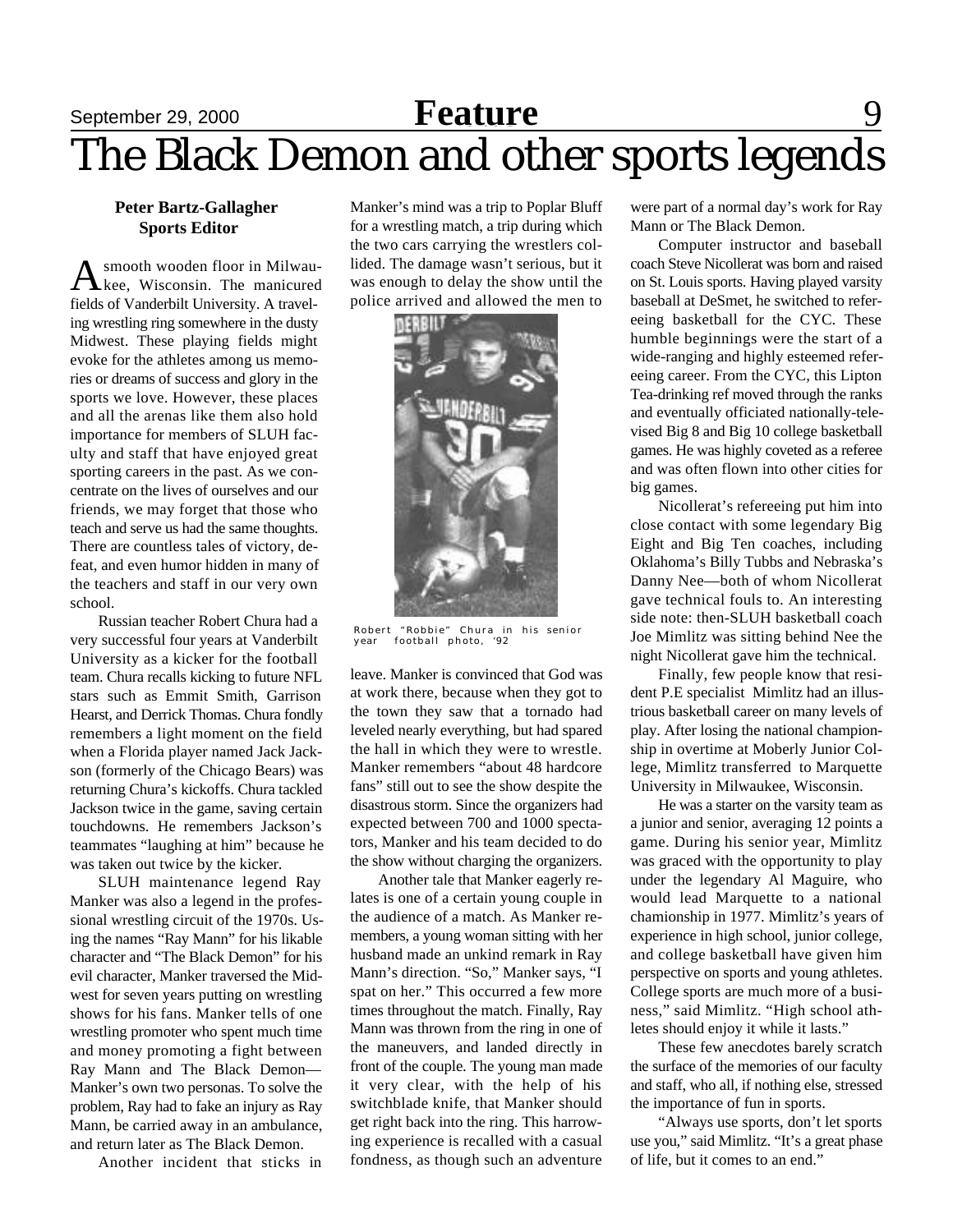# The Black Demon and other sports legends

**Peter Bartz-Gallagher**
**Sports Editor**

A smooth wooden floor in Milwaukee, Wisconsin. The manicured fields of Vanderbilt University. A traveling wrestling ring somewhere in the dusty Midwest. These playing fields might evoke for the athletes among us memories or dreams of success and glory in the sports we love. However, these places and all the arenas like them also hold importance for members of SLUH faculty and staff that have enjoyed great sporting careers in the past. As we concentrate on the lives of ourselves and our friends, we may forget that those who teach and serve us had the same thoughts. There are countless tales of victory, defeat, and even humor hidden in many of the teachers and staff in our very own school.

Russian teacher Robert Chura had a very successful four years at Vanderbilt University as a kicker for the football team. Chura recalls kicking to future NFL stars such as Emmit Smith, Garrison Hearst, and Derrick Thomas. Chura fondly remembers a light moment on the field when a Florida player named Jack Jackson (formerly of the Chicago Bears) was returning Chura's kickoffs. Chura tackled Jackson twice in the game, saving certain touchdowns. He remembers Jackson's teammates "laughing at him" because he was taken out twice by the kicker.

SLUH maintenance legend Ray Manker was also a legend in the professional wrestling circuit of the 1970s. Using the names "Ray Mann" for his likable character and "The Black Demon" for his evil character, Manker traversed the Midwest for seven years putting on wrestling shows for his fans. Manker tells of one wrestling promoter who spent much time and money promoting a fight between Ray Mann and The Black Demon—Manker's own two personas. To solve the problem, Ray had to fake an injury as Ray Mann, be carried away in an ambulance, and return later as The Black Demon.

Another incident that sticks in Manker's mind was a trip to Poplar Bluff for a wrestling match, a trip during which the two cars carrying the wrestlers collided. The damage wasn't serious, but it was enough to delay the show until the police arrived and allowed the men to leave. Manker is convinced that God was at work there, because when they got to the town they saw that a tornado had leveled nearly everything, but had spared the hall in which they were to wrestle. Manker remembers "about 48 hardcore fans" still out to see the show despite the disastrous storm. Since the organizers had expected between 700 and 1000 spectators, Manker and his team decided to do the show without charging the organizers.

Robert "Robbie" Chura in his senior year football photo, '92

Another tale that Manker eagerly relates is one of a certain young couple in the audience of a match. As Manker remembers, a young woman sitting with her husband made an unkind remark in Ray Mann's direction. "So," Manker says, "I spat on her." This occurred a few more times throughout the match. Finally, Ray Mann was thrown from the ring in one of the maneuvers, and landed directly in front of the couple. The young man made it very clear, with the help of his switchblade knife, that Manker should get right back into the ring. This harrowing experience is recalled with a casual fondness, as though such an adventure were part of a normal day's work for Ray Mann or The Black Demon.

Computer instructor and baseball coach Steve Nicollerat was born and raised on St. Louis sports. Having played varsity baseball at DeSmet, he switched to refereeing basketball for the CYC. These humble beginnings were the start of a wide-ranging and highly esteemed refereeing career. From the CYC, this Lipton Tea-drinking ref moved through the ranks and eventually officiated nationally-televised Big 8 and Big 10 college basketball games. He was highly coveted as a referee and was often flown into other cities for big games.

Nicollerat's refereeing put him into close contact with some legendary Big Eight and Big Ten coaches, including Oklahoma's Billy Tubbs and Nebraska's Danny Nee—both of whom Nicollerat gave technical fouls to. An interesting side note: then-SLUH basketball coach Joe Mimlitz was sitting behind Nee the night Nicollerat gave him the technical.

Finally, few people know that resident P.E specialist Mimlitz had an illustrious basketball career on many levels of play. After losing the national championship in overtime at Moberly Junior College, Mimlitz transferred to Marquette University in Milwaukee, Wisconsin.

He was a starter on the varsity team as a junior and senior, averaging 12 points a game. During his senior year, Mimlitz was graced with the opportunity to play under the legendary Al Maguire, who would lead Marquette to a national chamionship in 1977. Mimlitz's years of experience in high school, junior college, and college basketball have given him perspective on sports and young athletes. College sports are much more of a business," said Mimlitz. "High school athletes should enjoy it while it lasts."

These few anecdotes barely scratch the surface of the memories of our faculty and staff, who all, if nothing else, stressed the importance of fun in sports.

"Always use sports, don't let sports use you," said Mimlitz. "It's a great phase of life, but it comes to an end."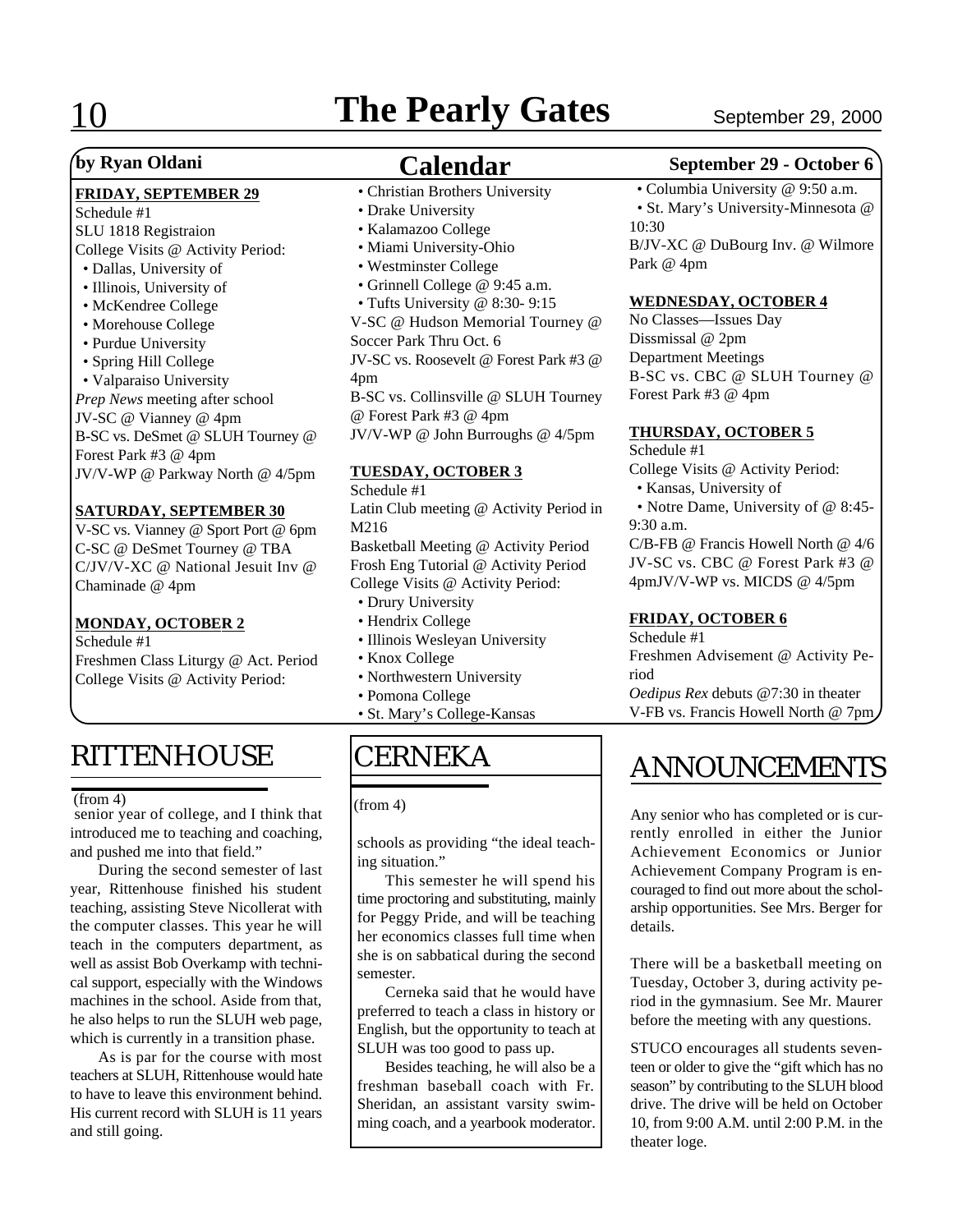## Calendar

**by Ryan Oldani**

**September 29 - October 6**

**FRIDAY, SEPTEMBER 29**
Schedule #1
SLU 1818 Registraion
College Visits @ Activity Period:
- Dallas, University of
- Illinois, University of
- McKendree College
- Morehouse College
- Purdue University
- Spring Hill College
- Valparaiso University

*Prep News* meeting after school
JV-SC @ Vianney @ 4pm
B-SC vs. DeSmet @ SLUH Tourney @ Forest Park #3 @ 4pm
JV/V-WP @ Parkway North @ 4/5pm

**SATURDAY, SEPTEMBER 30**
V-SC vs. Vianney @ Sport Port @ 6pm
C-SC @ DeSmet Tourney @ TBA
C/JV/V-XC @ National Jesuit Inv @ Chaminade @ 4pm

**MONDAY, OCTOBER 2**
Schedule #1
Freshmen Class Liturgy @ Act. Period
College Visits @ Activity Period:
- Christian Brothers University
- Drake University
- Kalamazoo College
- Miami University-Ohio
- Westminster College
- Grinnell College @ 9:45 a.m.
- Tufts University @ 8:30- 9:15

V-SC @ Hudson Memorial Tourney @ Soccer Park Thru Oct. 6
JV-SC vs. Roosevelt @ Forest Park #3 @ 4pm
B-SC vs. Collinsville @ SLUH Tourney @ Forest Park #3 @ 4pm
JV/V-WP @ John Burroughs @ 4/5pm

**TUESDAY, OCTOBER 3**
Schedule #1
Latin Club meeting @ Activity Period in M216
Basketball Meeting @ Activity Period
Frosh Eng Tutorial @ Activity Period
College Visits @ Activity Period:
- Drury University
- Hendrix College
- Illinois Wesleyan University
- Knox College
- Northwestern University
- Pomona College
- St. Mary's College-Kansas
- Columbia University @ 9:50 a.m.
- St. Mary's University-Minnesota @ 10:30

B/JV-XC @ DuBourg Inv. @ Wilmore Park @ 4pm

**WEDNESDAY, OCTOBER 4**
No Classes—Issues Day
Dissmissal @ 2pm
Department Meetings
B-SC vs. CBC @ SLUH Tourney @ Forest Park #3 @ 4pm

**THURSDAY, OCTOBER 5**
Schedule #1
College Visits @ Activity Period:
- Kansas, University of
- Notre Dame, University of @ 8:45- 9:30 a.m.

C/B-FB @ Francis Howell North @ 4/6
JV-SC vs. CBC @ Forest Park #3 @ 4pmJV/V-WP vs. MICDS @ 4/5pm

**FRIDAY, OCTOBER 6**
Schedule #1
Freshmen Advisement @ Activity Period
*Oedipus Rex* debuts @7:30 in theater
V-FB vs. Francis Howell North @ 7pm

# RITTENHOUSE

(from 4)

senior year of college, and I think that introduced me to teaching and coaching, and pushed me into that field."

During the second semester of last year, Rittenhouse finished his student teaching, assisting Steve Nicollerat with the computer classes. This year he will teach in the computers department, as well as assist Bob Overkamp with technical support, especially with the Windows machines in the school. Aside from that, he also helps to run the SLUH web page, which is currently in a transition phase.

As is par for the course with most teachers at SLUH, Rittenhouse would hate to have to leave this environment behind. His current record with SLUH is 11 years and still going.

# CERNEKA

(from 4)

schools as providing "the ideal teaching situation."

This semester he will spend his time proctoring and substituting, mainly for Peggy Pride, and will be teaching her economics classes full time when she is on sabbatical during the second semester.

Cerneka said that he would have preferred to teach a class in history or English, but the opportunity to teach at SLUH was too good to pass up.

Besides teaching, he will also be a freshman baseball coach with Fr. Sheridan, an assistant varsity swimming coach, and a yearbook moderator.

# ANNOUNCEMENTS

Any senior who has completed or is currently enrolled in either the Junior Achievement Economics or Junior Achievement Company Program is encouraged to find out more about the scholarship opportunities. See Mrs. Berger for details.

There will be a basketball meeting on Tuesday, October 3, during activity period in the gymnasium. See Mr. Maurer before the meeting with any questions.

STUCO encourages all students seventeen or older to give the "gift which has no season" by contributing to the SLUH blood drive. The drive will be held on October 10, from 9:00 A.M. until 2:00 P.M. in the theater loge.